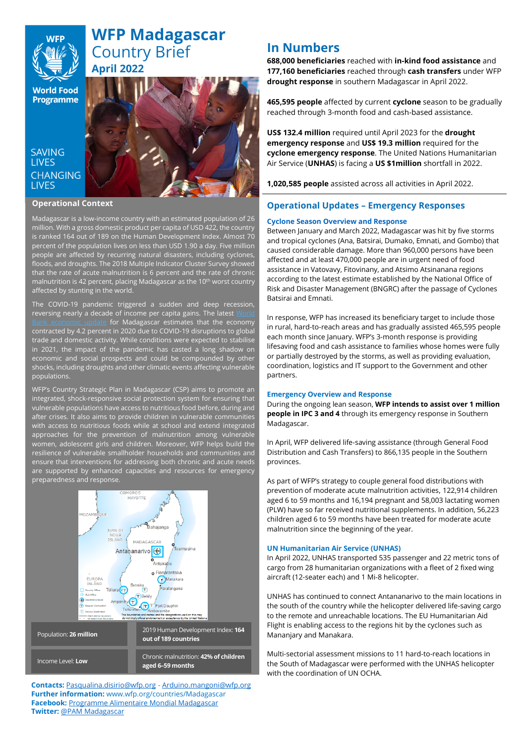# WFP Madagascar
Country Brief
April 2022

SAVING LIVES
CHANGING LIVES

## Operational Context

Madagascar is a low-income country with an estimated population of 26 million. With a gross domestic product per capita of USD 422, the country is ranked 164 out of 189 on the Human Development Index. Almost 70 percent of the population lives on less than USD 1.90 a day. Five million people are affected by recurring natural disasters, including cyclones, floods, and droughts. The 2018 Multiple Indicator Cluster Survey showed that the rate of acute malnutrition is 6 percent and the rate of chronic malnutrition is 42 percent, placing Madagascar as the 10th worst country affected by stunting in the world.

The COVID-19 pandemic triggered a sudden and deep recession, reversing nearly a decade of income per capita gains. The latest World Bank economic update for Madagascar estimates that the economy contracted by 4.2 percent in 2020 due to COVID-19 disruptions to global trade and domestic activity. While conditions were expected to stabilise in 2021, the impact of the pandemic has casted a long shadow on economic and social prospects and could be compounded by other shocks, including droughts and other climatic events affecting vulnerable populations.

WFP's Country Strategic Plan in Madagascar (CSP) aims to promote an integrated, shock-responsive social protection system for ensuring that vulnerable populations have access to nutritious food before, during and after crises. It also aims to provide children in vulnerable communities with access to nutritious foods while at school and extend integrated approaches for the prevention of malnutrition among vulnerable women, adolescent girls and children. Moreover, WFP helps build the resilience of vulnerable smallholder households and communities and ensure that interventions for addressing both chronic and acute needs are supported by enhanced capacities and resources for emergency preparedness and response.

| | |
|---|---|
| Population: **26 million** | 2019 Human Development Index: **164 out of 189 countries** |
| Income Level: **Low** | Chronic malnutrition: **42% of children aged 6–59 months** |

**Contacts:** Pasqualina.disirio@wfp.org - Arduino.mangoni@wfp.org
**Further information:** www.wfp.org/countries/Madagascar
**Facebook:** Programme Alimentaire Mondial Madagascar
**Twitter:** @PAM Madagascar

## In Numbers

**688,000 beneficiaries** reached with **in-kind food assistance** and **177,160 beneficiaries** reached through **cash transfers** under WFP **drought response** in southern Madagascar in April 2022.

**465,595 people** affected by current **cyclone** season to be gradually reached through 3-month food and cash-based assistance.

**US$ 132.4 million** required until April 2023 for the **drought emergency response** and **US$ 19.3 million** required for the **cyclone emergency response**. The United Nations Humanitarian Air Service (**UNHAS**) is facing a **US $1million** shortfall in 2022.

**1,020,585 people** assisted across all activities in April 2022.

## Operational Updates – Emergency Responses

### Cyclone Season Overview and Response

Between January and March 2022, Madagascar was hit by five storms and tropical cyclones (Ana, Batsirai, Dumako, Emnati, and Gombo) that caused considerable damage. More than 960,000 persons have been affected and at least 470,000 people are in urgent need of food assistance in Vatovavy, Fitovinany, and Atsimo Atsinanana regions according to the latest estimate established by the National Office of Risk and Disaster Management (BNGRC) after the passage of Cyclones Batsirai and Emnati.

In response, WFP has increased its beneficiary target to include those in rural, hard-to-reach areas and has gradually assisted 465,595 people each month since January. WFP's 3-month response is providing lifesaving food and cash assistance to families whose homes were fully or partially destroyed by the storms, as well as providing evaluation, coordination, logistics and IT support to the Government and other partners.

### Emergency Overview and Response

During the ongoing lean season, **WFP intends to assist over 1 million people in IPC 3 and 4** through its emergency response in Southern Madagascar.

In April, WFP delivered life-saving assistance (through General Food Distribution and Cash Transfers) to 866,135 people in the Southern provinces.

As part of WFP's strategy to couple general food distributions with prevention of moderate acute malnutrition activities, 122,914 children aged 6 to 59 months and 16,194 pregnant and 58,003 lactating women (PLW) have so far received nutritional supplements. In addition, 56,223 children aged 6 to 59 months have been treated for moderate acute malnutrition since the beginning of the year.

### UN Humanitarian Air Service (UNHAS)

In April 2022, UNHAS transported 535 passenger and 22 metric tons of cargo from 28 humanitarian organizations with a fleet of 2 fixed wing aircraft (12-seater each) and 1 Mi-8 helicopter.

UNHAS has continued to connect Antananarivo to the main locations in the south of the country while the helicopter delivered life-saving cargo to the remote and unreachable locations. The EU Humanitarian Aid Flight is enabling access to the regions hit by the cyclones such as Mananjary and Manakara.

Multi-sectorial assessment missions to 11 hard-to-reach locations in the South of Madagascar were performed with the UNHAS helicopter with the coordination of UN OCHA.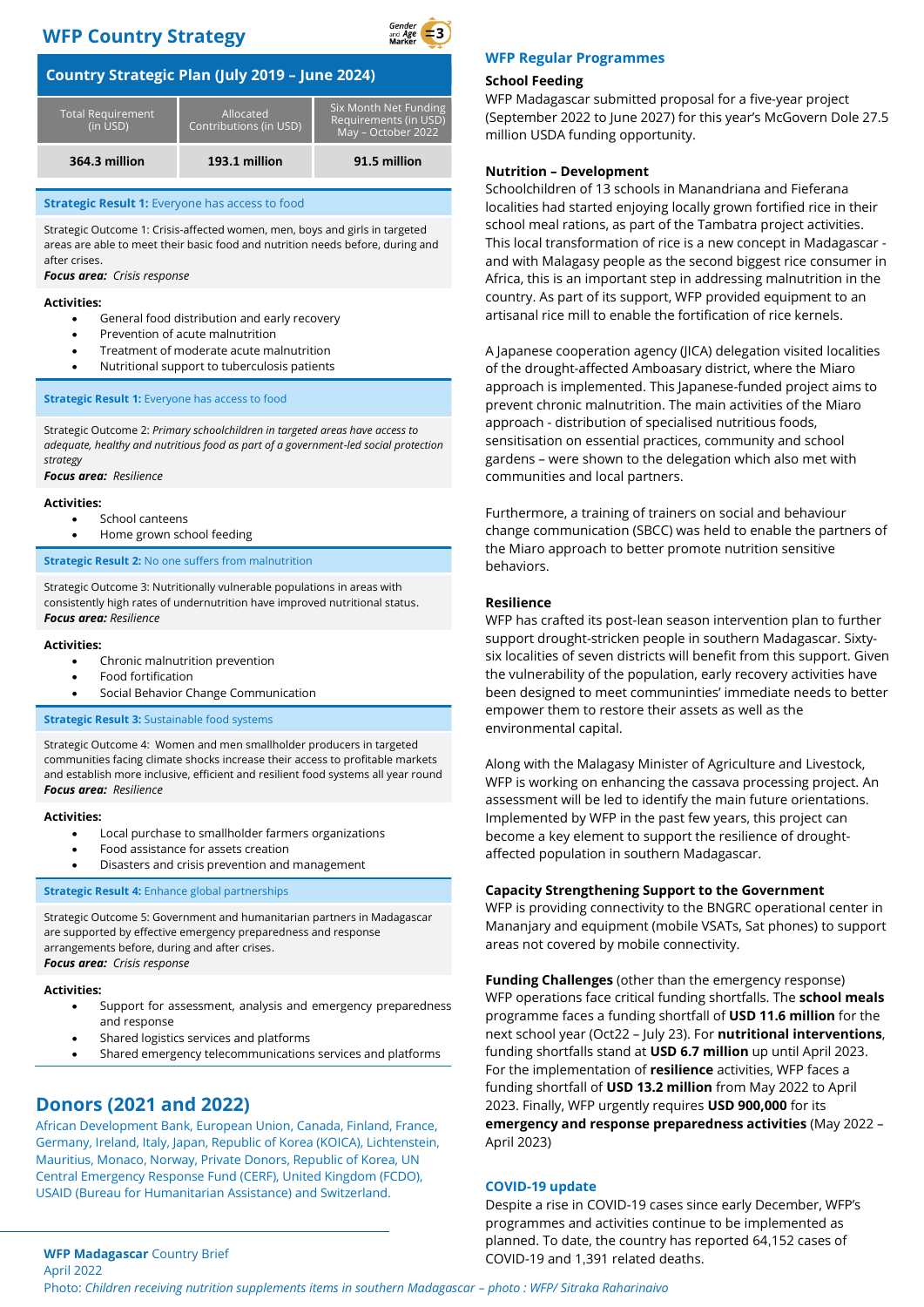## WFP Country Strategy

Gender and Age Marker =3

### Country Strategic Plan (July 2019 – June 2024)

| Total Requirement (in USD) | Allocated Contributions (in USD) | Six Month Net Funding Requirements (in USD) May – October 2022 |
|---|---|---|
| **364.3 million** | **193.1 million** | **91.5 million** |

**Strategic Result 1:** Everyone has access to food

Strategic Outcome 1: Crisis-affected women, men, boys and girls in targeted areas are able to meet their basic food and nutrition needs before, during and after crises.

***Focus area:*** *Crisis response*

**Activities:**

- General food distribution and early recovery
- Prevention of acute malnutrition
- Treatment of moderate acute malnutrition
- Nutritional support to tuberculosis patients

**Strategic Result 1:** Everyone has access to food

Strategic Outcome 2: *Primary schoolchildren in targeted areas have access to adequate, healthy and nutritious food as part of a government-led social protection strategy*

***Focus area:*** *Resilience*

**Activities:**

- School canteens
- Home grown school feeding

**Strategic Result 2:** No one suffers from malnutrition

Strategic Outcome 3: Nutritionally vulnerable populations in areas with consistently high rates of undernutrition have improved nutritional status.

***Focus area:*** *Resilience*

**Activities:**

- Chronic malnutrition prevention
- Food fortification
- Social Behavior Change Communication

**Strategic Result 3:** Sustainable food systems

Strategic Outcome 4: Women and men smallholder producers in targeted communities facing climate shocks increase their access to profitable markets and establish more inclusive, efficient and resilient food systems all year round

***Focus area:*** *Resilience*

**Activities:**

- Local purchase to smallholder farmers organizations
- Food assistance for assets creation
- Disasters and crisis prevention and management

**Strategic Result 4:** Enhance global partnerships

Strategic Outcome 5: Government and humanitarian partners in Madagascar are supported by effective emergency preparedness and response arrangements before, during and after crises.

***Focus area:*** *Crisis response*

**Activities:**

- Support for assessment, analysis and emergency preparedness and response
- Shared logistics services and platforms
- Shared emergency telecommunications services and platforms

## Donors (2021 and 2022)

African Development Bank, European Union, Canada, Finland, France, Germany, Ireland, Italy, Japan, Republic of Korea (KOICA), Lichtenstein, Mauritius, Monaco, Norway, Private Donors, Republic of Korea, UN Central Emergency Response Fund (CERF), United Kingdom (FCDO), USAID (Bureau for Humanitarian Assistance) and Switzerland.

## WFP Regular Programmes

### School Feeding

WFP Madagascar submitted proposal for a five-year project (September 2022 to June 2027) for this year's McGovern Dole 27.5 million USDA funding opportunity.

### Nutrition – Development

Schoolchildren of 13 schools in Manandriana and Fieferana localities had started enjoying locally grown fortified rice in their school meal rations, as part of the Tambatra project activities. This local transformation of rice is a new concept in Madagascar - and with Malagasy people as the second biggest rice consumer in Africa, this is an important step in addressing malnutrition in the country. As part of its support, WFP provided equipment to an artisanal rice mill to enable the fortification of rice kernels.

A Japanese cooperation agency (JICA) delegation visited localities of the drought-affected Amboasary district, where the Miaro approach is implemented. This Japanese-funded project aims to prevent chronic malnutrition. The main activities of the Miaro approach - distribution of specialised nutritious foods, sensitisation on essential practices, community and school gardens – were shown to the delegation which also met with communities and local partners.

Furthermore, a training of trainers on social and behaviour change communication (SBCC) was held to enable the partners of the Miaro approach to better promote nutrition sensitive behaviors.

### Resilience

WFP has crafted its post-lean season intervention plan to further support drought-stricken people in southern Madagascar. Sixty-six localities of seven districts will benefit from this support. Given the vulnerability of the population, early recovery activities have been designed to meet communinties' immediate needs to better empower them to restore their assets as well as the environmental capital.

Along with the Malagasy Minister of Agriculture and Livestock, WFP is working on enhancing the cassava processing project. An assessment will be led to identify the main future orientations. Implemented by WFP in the past few years, this project can become a key element to support the resilience of drought-affected population in southern Madagascar.

### Capacity Strengthening Support to the Government

WFP is providing connectivity to the BNGRC operational center in Mananjary and equipment (mobile VSATs, Sat phones) to support areas not covered by mobile connectivity.

**Funding Challenges** (other than the emergency response)

WFP operations face critical funding shortfalls. The **school meals** programme faces a funding shortfall of **USD 11.6 million** for the next school year (Oct22 – July 23). For **nutritional interventions**, funding shortfalls stand at **USD 6.7 million** up until April 2023. For the implementation of **resilience** activities, WFP faces a funding shortfall of **USD 13.2 million** from May 2022 to April 2023. Finally, WFP urgently requires **USD 900,000** for its **emergency and response preparedness activities** (May 2022 – April 2023)

## COVID-19 update

Despite a rise in COVID-19 cases since early December, WFP's programmes and activities continue to be implemented as planned. To date, the country has reported 64,152 cases of COVID-19 and 1,391 related deaths.

**WFP Madagascar** Country Brief
April 2022

Photo: *Children receiving nutrition supplements items in southern Madagascar – photo : WFP/ Sitraka Raharinaivo*